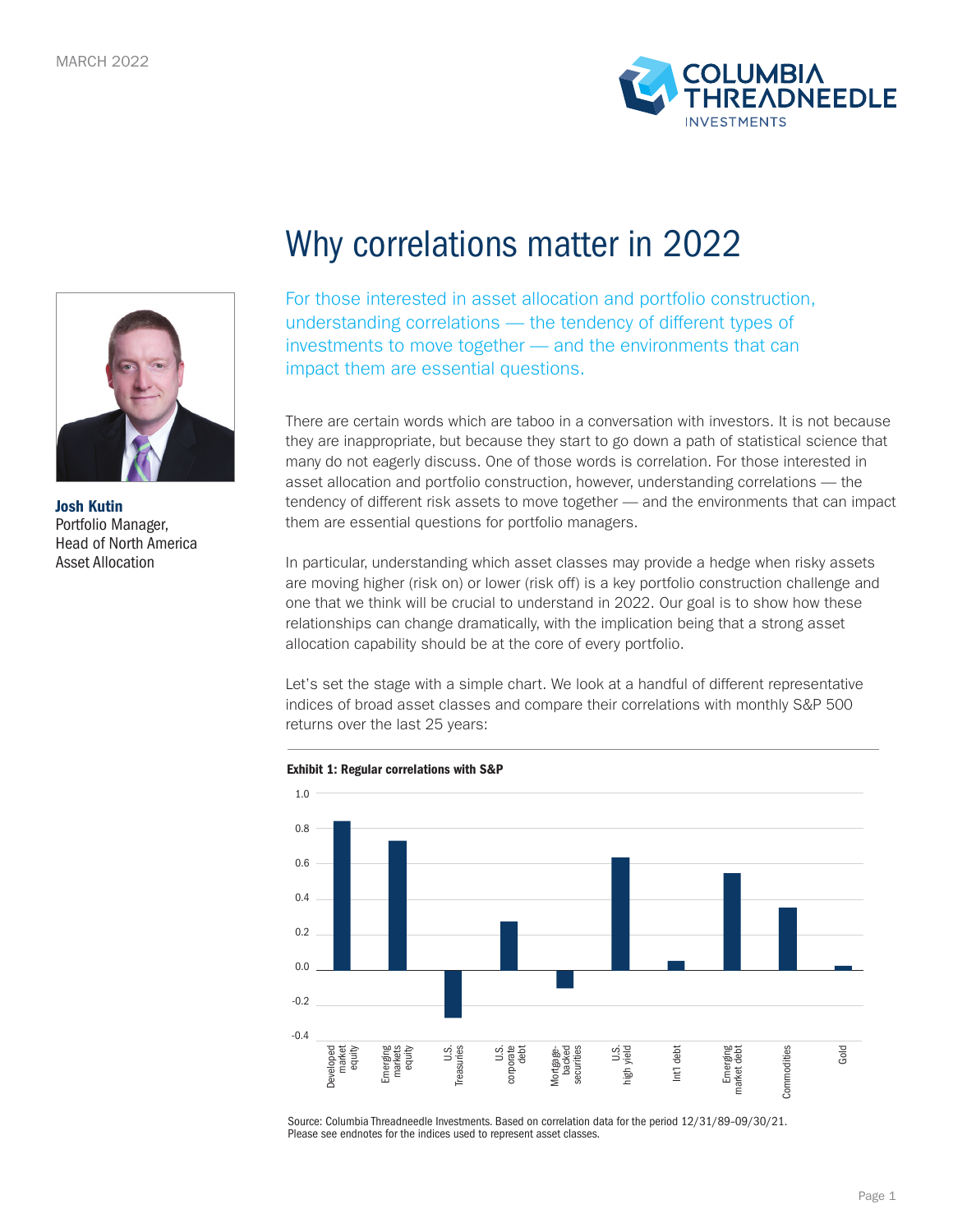MARCH 2022

# Why correlations matter in 2022

**Josh Kutin**
Portfolio Manager,
Head of North America
Asset Allocation

For those interested in asset allocation and portfolio construction, understanding correlations — the tendency of different types of investments to move together — and the environments that can impact them are essential questions.

There are certain words which are taboo in a conversation with investors. It is not because they are inappropriate, but because they start to go down a path of statistical science that many do not eagerly discuss. One of those words is correlation. For those interested in asset allocation and portfolio construction, however, understanding correlations — the tendency of different risk assets to move together — and the environments that can impact them are essential questions for portfolio managers.

In particular, understanding which asset classes may provide a hedge when risky assets are moving higher (risk on) or lower (risk off) is a key portfolio construction challenge and one that we think will be crucial to understand in 2022. Our goal is to show how these relationships can change dramatically, with the implication being that a strong asset allocation capability should be at the core of every portfolio.

Let's set the stage with a simple chart. We look at a handful of different representative indices of broad asset classes and compare their correlations with monthly S&P 500 returns over the last 25 years:

**Exhibit 1: Regular correlations with S&P**

| Asset class | Correlation with S&P (approx.) |
|---|---|
| Developed market equity | 0.84 |
| Emerging markets equity | 0.73 |
| U.S. Treasuries | -0.28 |
| U.S. corporate debt | 0.28 |
| Mortgage-backed securities | -0.10 |
| U.S. high yield | 0.64 |
| Int'l debt | 0.05 |
| Emerging market debt | 0.55 |
| Commodities | 0.36 |
| Gold | 0.02 |

Source: Columbia Threadneedle Investments. Based on correlation data for the period 12/31/89-09/30/21. Please see endnotes for the indices used to represent asset classes.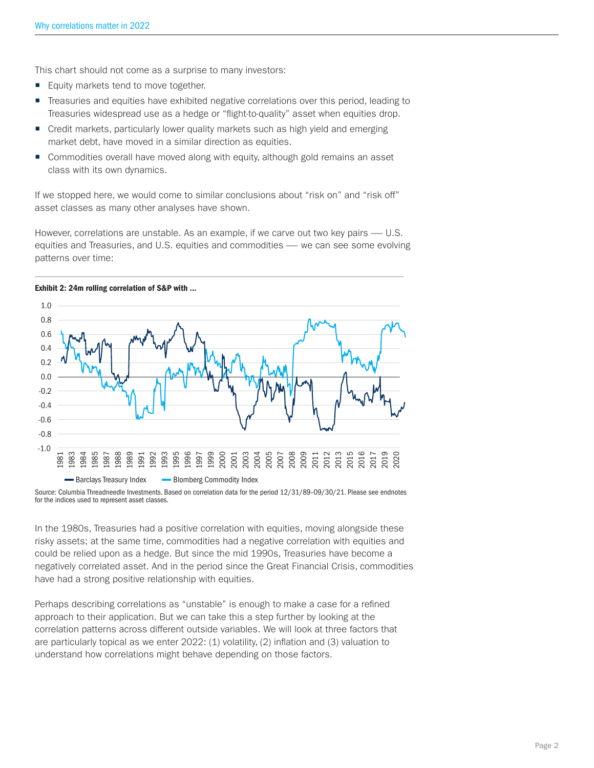This chart should not come as a surprise to many investors:

- Equity markets tend to move together.
- Treasuries and equities have exhibited negative correlations over this period, leading to Treasuries widespread use as a hedge or "flight-to-quality" asset when equities drop.
- Credit markets, particularly lower quality markets such as high yield and emerging market debt, have moved in a similar direction as equities.
- Commodities overall have moved along with equity, although gold remains an asset class with its own dynamics.

If we stopped here, we would come to similar conclusions about "risk on" and "risk off" asset classes as many other analyses have shown.

However, correlations are unstable. As an example, if we carve out two key pairs — U.S. equities and Treasuries, and U.S. equities and commodities — we can see some evolving patterns over time:

**Exhibit 2: 24m rolling correlation of S&P with ...**

Barclays Treasury Index | Blomberg Commodity Index

Source: Columbia Threadneedle Investments. Based on correlation data for the period 12/31/89–09/30/21. Please see endnotes for the indices used to represent asset classes.

In the 1980s, Treasuries had a positive correlation with equities, moving alongside these risky assets; at the same time, commodities had a negative correlation with equities and could be relied upon as a hedge. But since the mid 1990s, Treasuries have become a negatively correlated asset. And in the period since the Great Financial Crisis, commodities have had a strong positive relationship with equities.

Perhaps describing correlations as "unstable" is enough to make a case for a refined approach to their application. But we can take this a step further by looking at the correlation patterns across different outside variables. We will look at three factors that are particularly topical as we enter 2022: (1) volatility, (2) inflation and (3) valuation to understand how correlations might behave depending on those factors.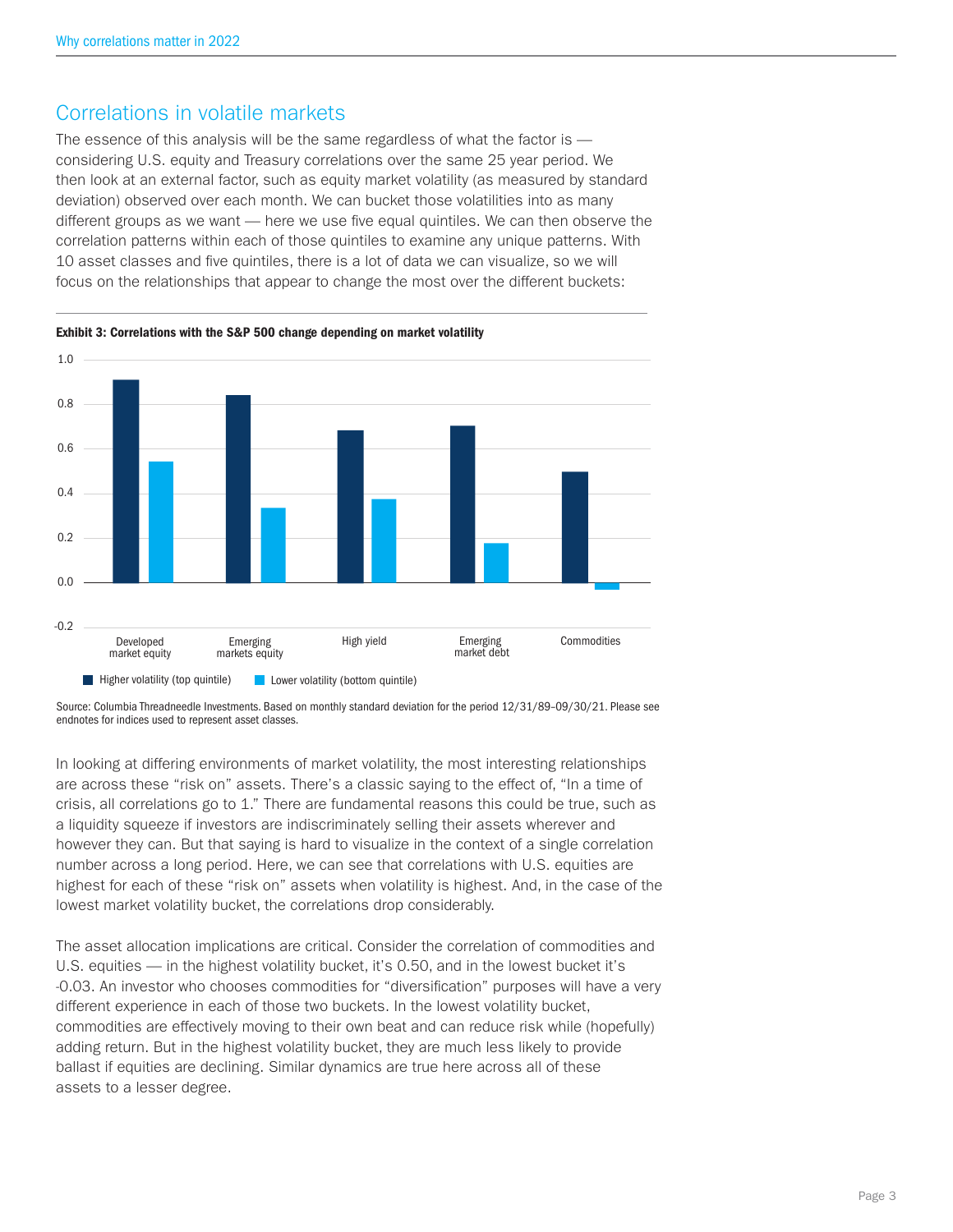## Correlations in volatile markets

The essence of this analysis will be the same regardless of what the factor is — considering U.S. equity and Treasury correlations over the same 25 year period. We then look at an external factor, such as equity market volatility (as measured by standard deviation) observed over each month. We can bucket those volatilities into as many different groups as we want — here we use five equal quintiles. We can then observe the correlation patterns within each of those quintiles to examine any unique patterns. With 10 asset classes and five quintiles, there is a lot of data we can visualize, so we will focus on the relationships that appear to change the most over the different buckets:

**Exhibit 3: Correlations with the S&P 500 change depending on market volatility**

| | Developed market equity | Emerging markets equity | High yield | Emerging market debt | Commodities |
|---|---|---|---|---|---|
| Higher volatility (top quintile) | 0.91 | 0.84 | 0.68 | 0.70 | 0.50 |
| Lower volatility (bottom quintile) | 0.54 | 0.33 | 0.37 | 0.18 | -0.03 |

Source: Columbia Threadneedle Investments. Based on monthly standard deviation for the period 12/31/89–09/30/21. Please see endnotes for indices used to represent asset classes.

In looking at differing environments of market volatility, the most interesting relationships are across these "risk on" assets. There's a classic saying to the effect of, "In a time of crisis, all correlations go to 1." There are fundamental reasons this could be true, such as a liquidity squeeze if investors are indiscriminately selling their assets wherever and however they can. But that saying is hard to visualize in the context of a single correlation number across a long period. Here, we can see that correlations with U.S. equities are highest for each of these "risk on" assets when volatility is highest. And, in the case of the lowest market volatility bucket, the correlations drop considerably.

The asset allocation implications are critical. Consider the correlation of commodities and U.S. equities — in the highest volatility bucket, it's 0.50, and in the lowest bucket it's -0.03. An investor who chooses commodities for "diversification" purposes will have a very different experience in each of those two buckets. In the lowest volatility bucket, commodities are effectively moving to their own beat and can reduce risk while (hopefully) adding return. But in the highest volatility bucket, they are much less likely to provide ballast if equities are declining. Similar dynamics are true here across all of these assets to a lesser degree.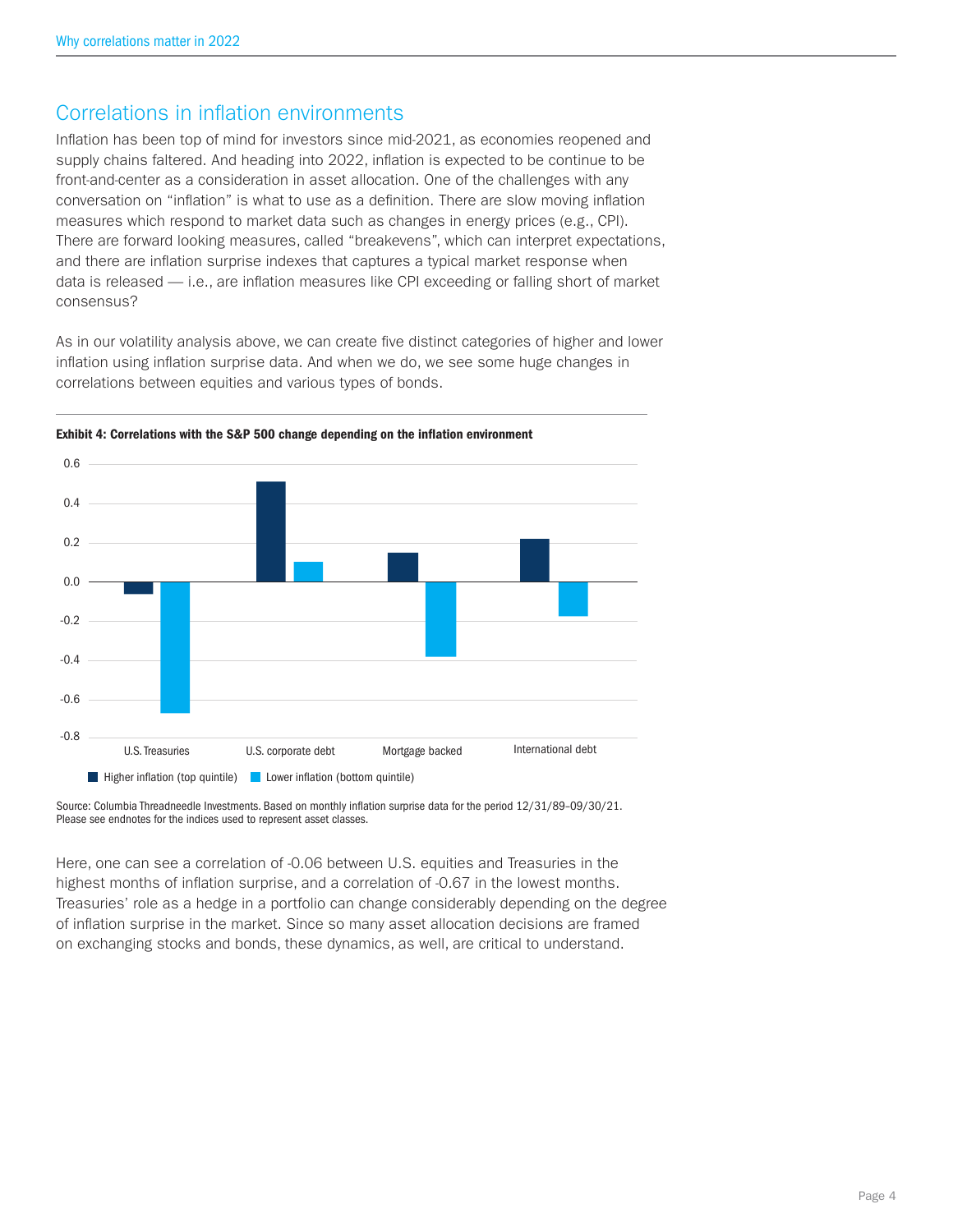## Correlations in inflation environments

Inflation has been top of mind for investors since mid-2021, as economies reopened and supply chains faltered. And heading into 2022, inflation is expected to be continue to be front-and-center as a consideration in asset allocation. One of the challenges with any conversation on "inflation" is what to use as a definition. There are slow moving inflation measures which respond to market data such as changes in energy prices (e.g., CPI). There are forward looking measures, called "breakevens", which can interpret expectations, and there are inflation surprise indexes that captures a typical market response when data is released — i.e., are inflation measures like CPI exceeding or falling short of market consensus?

As in our volatility analysis above, we can create five distinct categories of higher and lower inflation using inflation surprise data. And when we do, we see some huge changes in correlations between equities and various types of bonds.

**Exhibit 4: Correlations with the S&P 500 change depending on the inflation environment**

| | Higher inflation (top quintile) | Lower inflation (bottom quintile) |
|---|---|---|
| U.S. Treasuries | -0.06 | -0.67 |
| U.S. corporate debt | 0.51 | 0.10 |
| Mortgage backed | 0.15 | -0.38 |
| International debt | 0.22 | -0.17 |

Source: Columbia Threadneedle Investments. Based on monthly inflation surprise data for the period 12/31/89–09/30/21. Please see endnotes for the indices used to represent asset classes.

Here, one can see a correlation of -0.06 between U.S. equities and Treasuries in the highest months of inflation surprise, and a correlation of -0.67 in the lowest months. Treasuries' role as a hedge in a portfolio can change considerably depending on the degree of inflation surprise in the market. Since so many asset allocation decisions are framed on exchanging stocks and bonds, these dynamics, as well, are critical to understand.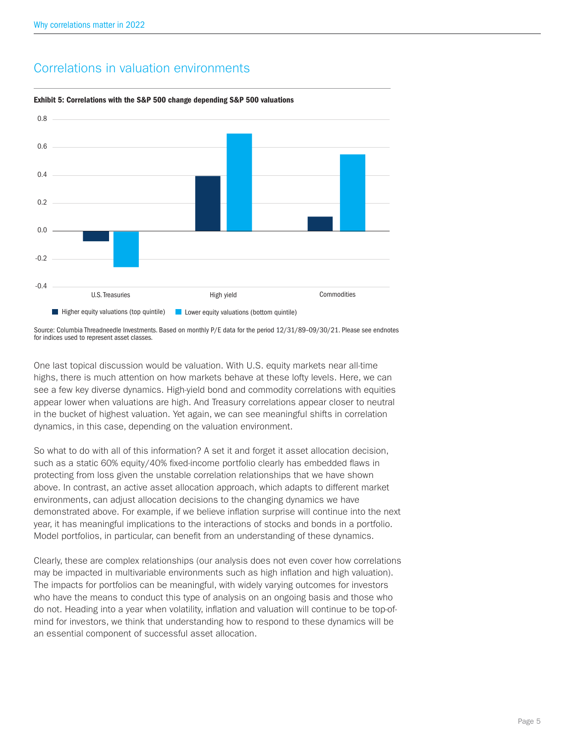## Correlations in valuation environments

**Exhibit 5: Correlations with the S&P 500 change depending S&P 500 valuations**

Source: Columbia Threadneedle Investments. Based on monthly P/E data for the period 12/31/89–09/30/21. Please see endnotes for indices used to represent asset classes.

One last topical discussion would be valuation. With U.S. equity markets near all-time highs, there is much attention on how markets behave at these lofty levels. Here, we can see a few key diverse dynamics. High-yield bond and commodity correlations with equities appear lower when valuations are high. And Treasury correlations appear closer to neutral in the bucket of highest valuation. Yet again, we can see meaningful shifts in correlation dynamics, in this case, depending on the valuation environment.

So what to do with all of this information? A set it and forget it asset allocation decision, such as a static 60% equity/40% fixed-income portfolio clearly has embedded flaws in protecting from loss given the unstable correlation relationships that we have shown above. In contrast, an active asset allocation approach, which adapts to different market environments, can adjust allocation decisions to the changing dynamics we have demonstrated above. For example, if we believe inflation surprise will continue into the next year, it has meaningful implications to the interactions of stocks and bonds in a portfolio. Model portfolios, in particular, can benefit from an understanding of these dynamics.

Clearly, these are complex relationships (our analysis does not even cover how correlations may be impacted in multivariable environments such as high inflation and high valuation). The impacts for portfolios can be meaningful, with widely varying outcomes for investors who have the means to conduct this type of analysis on an ongoing basis and those who do not. Heading into a year when volatility, inflation and valuation will continue to be top-of-mind for investors, we think that understanding how to respond to these dynamics will be an essential component of successful asset allocation.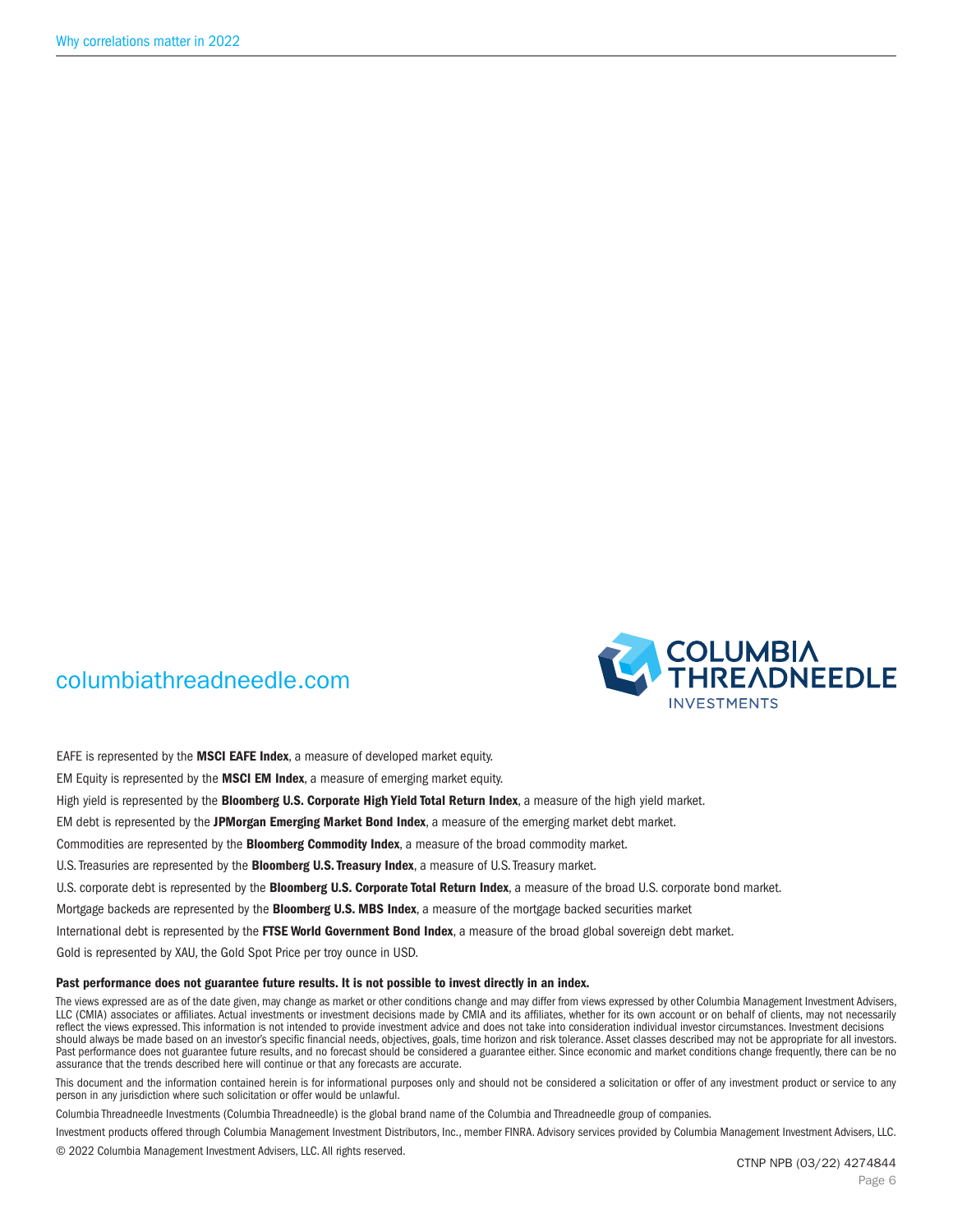columbiathreadneedle.com

COLUMBIA THREADNEEDLE INVESTMENTS

EAFE is represented by the **MSCI EAFE Index**, a measure of developed market equity.

EM Equity is represented by the **MSCI EM Index**, a measure of emerging market equity.

High yield is represented by the **Bloomberg U.S. Corporate High Yield Total Return Index**, a measure of the high yield market.

EM debt is represented by the **JPMorgan Emerging Market Bond Index**, a measure of the emerging market debt market.

Commodities are represented by the **Bloomberg Commodity Index**, a measure of the broad commodity market.

U.S. Treasuries are represented by the **Bloomberg U.S. Treasury Index**, a measure of U.S. Treasury market.

U.S. corporate debt is represented by the **Bloomberg U.S. Corporate Total Return Index**, a measure of the broad U.S. corporate bond market.

Mortgage backeds are represented by the **Bloomberg U.S. MBS Index**, a measure of the mortgage backed securities market

International debt is represented by the **FTSE World Government Bond Index**, a measure of the broad global sovereign debt market.

Gold is represented by XAU, the Gold Spot Price per troy ounce in USD.

**Past performance does not guarantee future results. It is not possible to invest directly in an index.**

The views expressed are as of the date given, may change as market or other conditions change and may differ from views expressed by other Columbia Management Investment Advisers, LLC (CMIA) associates or affiliates. Actual investments or investment decisions made by CMIA and its affiliates, whether for its own account or on behalf of clients, may not necessarily reflect the views expressed. This information is not intended to provide investment advice and does not take into consideration individual investor circumstances. Investment decisions should always be made based on an investor's specific financial needs, objectives, goals, time horizon and risk tolerance. Asset classes described may not be appropriate for all investors. Past performance does not guarantee future results, and no forecast should be considered a guarantee either. Since economic and market conditions change frequently, there can be no assurance that the trends described here will continue or that any forecasts are accurate.

This document and the information contained herein is for informational purposes only and should not be considered a solicitation or offer of any investment product or service to any person in any jurisdiction where such solicitation or offer would be unlawful.

Columbia Threadneedle Investments (Columbia Threadneedle) is the global brand name of the Columbia and Threadneedle group of companies.

Investment products offered through Columbia Management Investment Distributors, Inc., member FINRA. Advisory services provided by Columbia Management Investment Advisers, LLC.

© 2022 Columbia Management Investment Advisers, LLC. All rights reserved.

CTNP NPB (03/22) 4274844